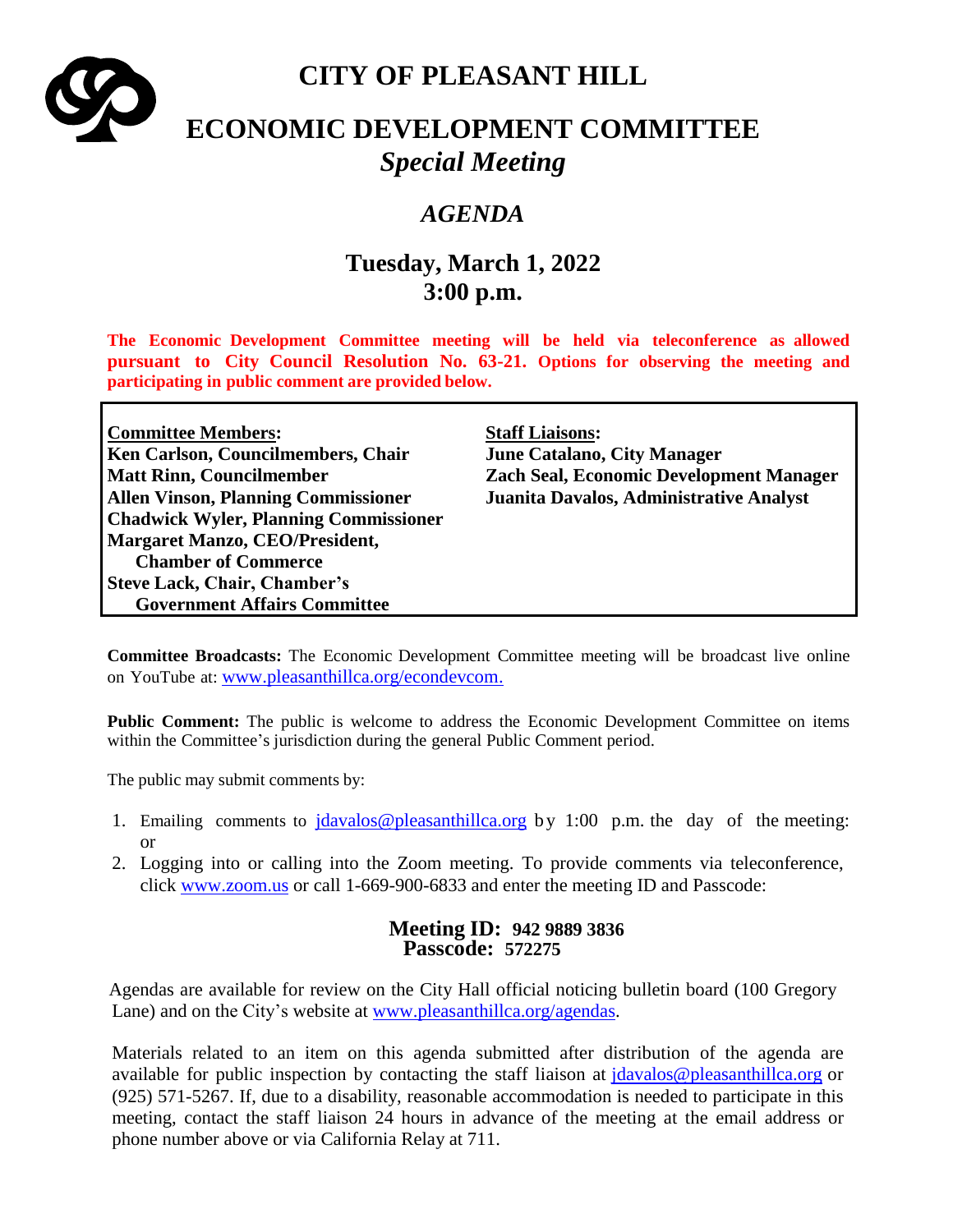# CITY OF PLEASANT HILL

# ECONOMIC DEVELOPMENT COMMITTEE

## *Special Meeting*

## *AGENDA*

## Tuesday, March 1, 2022
## 3:00 p.m.

**The Economic Development Committee meeting will be held via teleconference as allowed pursuant to City Council Resolution No. 63-21. Options for observing the meeting and participating in public comment are provided below.**

| **Committee Members:** | **Staff Liaisons:** |
|---|---|
| **Ken Carlson, Councilmembers, Chair** | **June Catalano, City Manager** |
| **Matt Rinn, Councilmember** | **Zach Seal, Economic Development Manager** |
| **Allen Vinson, Planning Commissioner** | **Juanita Davalos, Administrative Analyst** |
| **Chadwick Wyler, Planning Commissioner** | |
| **Margaret Manzo, CEO/President, Chamber of Commerce** | |
| **Steve Lack, Chair, Chamber's Government Affairs Committee** | |

**Committee Broadcasts:** The Economic Development Committee meeting will be broadcast live online on YouTube at: www.pleasanthillca.org/econdevcom.

**Public Comment:** The public is welcome to address the Economic Development Committee on items within the Committee's jurisdiction during the general Public Comment period.

The public may submit comments by:

1. Emailing comments to jdavalos@pleasanthillca.org by 1:00 p.m. the day of the meeting: or
2. Logging into or calling into the Zoom meeting. To provide comments via teleconference, click www.zoom.us or call 1-669-900-6833 and enter the meeting ID and Passcode:

**Meeting ID: 942 9889 3836**
**Passcode: 572275**

Agendas are available for review on the City Hall official noticing bulletin board (100 Gregory Lane) and on the City's website at www.pleasanthillca.org/agendas.

Materials related to an item on this agenda submitted after distribution of the agenda are available for public inspection by contacting the staff liaison at jdavalos@pleasanthillca.org or (925) 571-5267. If, due to a disability, reasonable accommodation is needed to participate in this meeting, contact the staff liaison 24 hours in advance of the meeting at the email address or phone number above or via California Relay at 711.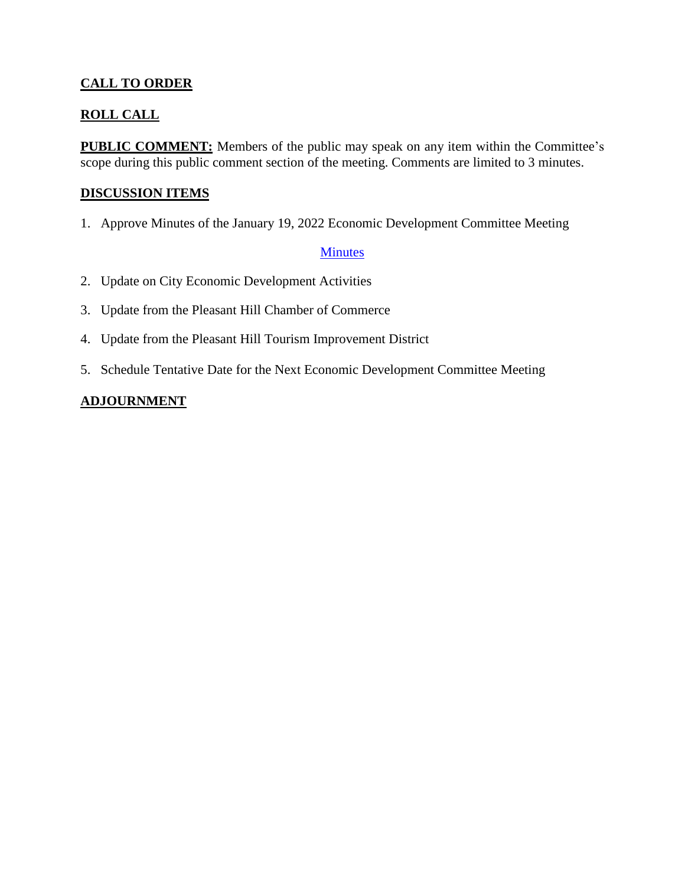## CALL TO ORDER

## ROLL CALL

**PUBLIC COMMENT:** Members of the public may speak on any item within the Committee's scope during this public comment section of the meeting. Comments are limited to 3 minutes.

## DISCUSSION ITEMS

1. Approve Minutes of the January 19, 2022 Economic Development Committee Meeting

   Minutes

2. Update on City Economic Development Activities
3. Update from the Pleasant Hill Chamber of Commerce
4. Update from the Pleasant Hill Tourism Improvement District
5. Schedule Tentative Date for the Next Economic Development Committee Meeting

## ADJOURNMENT